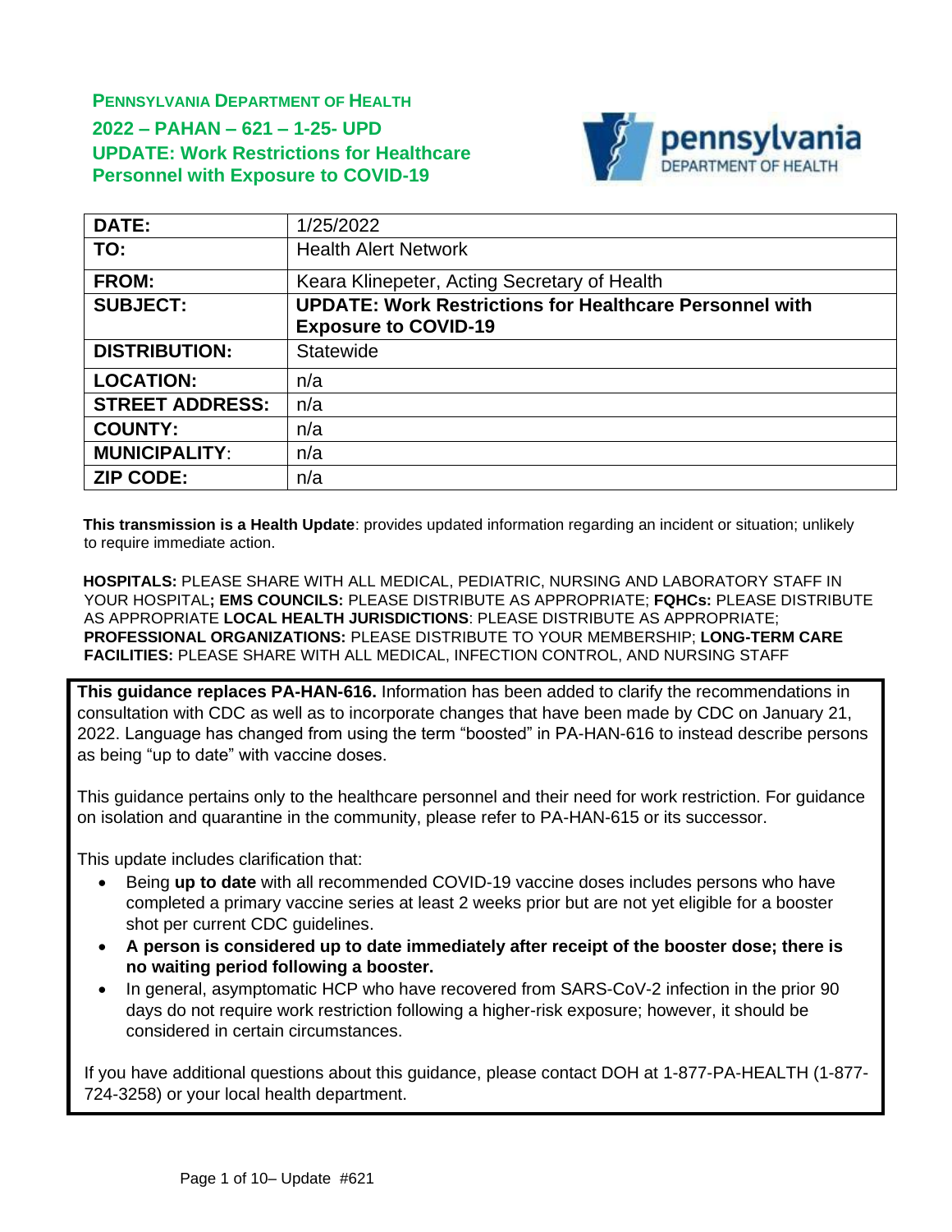**PENNSYLVANIA DEPARTMENT OF HEALTH**

**2022 – PAHAN – 621 – 1-25- UPD**

**UPDATE: Work Restrictions for Healthcare Personnel with Exposure to COVID-19**

| | |
|---|---|
| **DATE:** | 1/25/2022 |
| **TO:** | Health Alert Network |
| **FROM:** | Keara Klinepeter, Acting Secretary of Health |
| **SUBJECT:** | **UPDATE: Work Restrictions for Healthcare Personnel with Exposure to COVID-19** |
| **DISTRIBUTION:** | Statewide |
| **LOCATION:** | n/a |
| **STREET ADDRESS:** | n/a |
| **COUNTY:** | n/a |
| **MUNICIPALITY:** | n/a |
| **ZIP CODE:** | n/a |

**This transmission is a Health Update**: provides updated information regarding an incident or situation; unlikely to require immediate action.

**HOSPITALS:** PLEASE SHARE WITH ALL MEDICAL, PEDIATRIC, NURSING AND LABORATORY STAFF IN YOUR HOSPITAL**; EMS COUNCILS:** PLEASE DISTRIBUTE AS APPROPRIATE; **FQHCs:** PLEASE DISTRIBUTE AS APPROPRIATE **LOCAL HEALTH JURISDICTIONS**: PLEASE DISTRIBUTE AS APPROPRIATE; **PROFESSIONAL ORGANIZATIONS:** PLEASE DISTRIBUTE TO YOUR MEMBERSHIP; **LONG-TERM CARE FACILITIES:** PLEASE SHARE WITH ALL MEDICAL, INFECTION CONTROL, AND NURSING STAFF

**This guidance replaces PA-HAN-616.** Information has been added to clarify the recommendations in consultation with CDC as well as to incorporate changes that have been made by CDC on January 21, 2022. Language has changed from using the term "boosted" in PA-HAN-616 to instead describe persons as being "up to date" with vaccine doses.

This guidance pertains only to the healthcare personnel and their need for work restriction. For guidance on isolation and quarantine in the community, please refer to PA-HAN-615 or its successor.

This update includes clarification that:

- Being **up to date** with all recommended COVID-19 vaccine doses includes persons who have completed a primary vaccine series at least 2 weeks prior but are not yet eligible for a booster shot per current CDC guidelines.
- **A person is considered up to date immediately after receipt of the booster dose; there is no waiting period following a booster.**
- In general, asymptomatic HCP who have recovered from SARS-CoV-2 infection in the prior 90 days do not require work restriction following a higher-risk exposure; however, it should be considered in certain circumstances.

If you have additional questions about this guidance, please contact DOH at 1-877-PA-HEALTH (1-877-724-3258) or your local health department.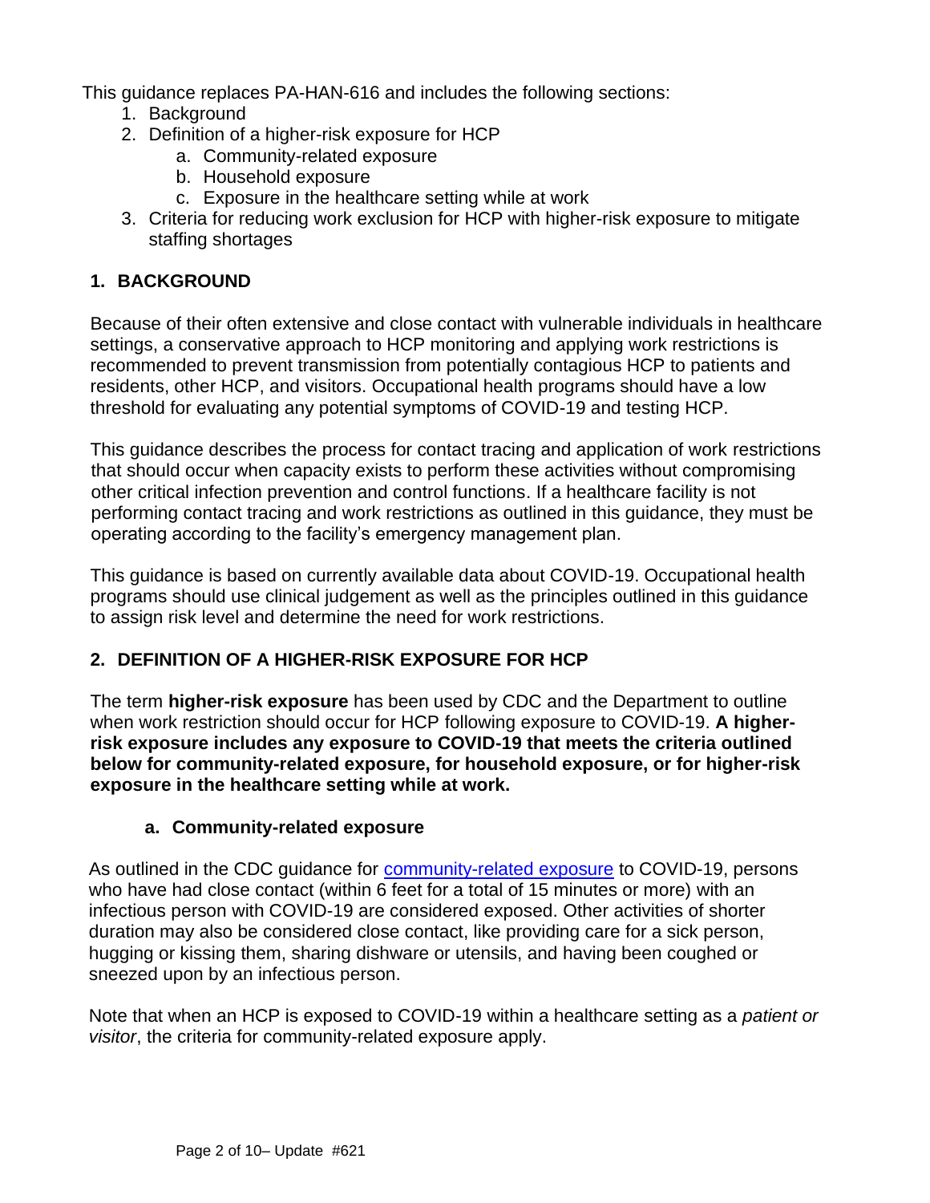This guidance replaces PA-HAN-616 and includes the following sections:

1. Background
2. Definition of a higher-risk exposure for HCP
   a. Community-related exposure
   b. Household exposure
   c. Exposure in the healthcare setting while at work
3. Criteria for reducing work exclusion for HCP with higher-risk exposure to mitigate staffing shortages

## 1. BACKGROUND

Because of their often extensive and close contact with vulnerable individuals in healthcare settings, a conservative approach to HCP monitoring and applying work restrictions is recommended to prevent transmission from potentially contagious HCP to patients and residents, other HCP, and visitors. Occupational health programs should have a low threshold for evaluating any potential symptoms of COVID-19 and testing HCP.

This guidance describes the process for contact tracing and application of work restrictions that should occur when capacity exists to perform these activities without compromising other critical infection prevention and control functions. If a healthcare facility is not performing contact tracing and work restrictions as outlined in this guidance, they must be operating according to the facility's emergency management plan.

This guidance is based on currently available data about COVID-19. Occupational health programs should use clinical judgement as well as the principles outlined in this guidance to assign risk level and determine the need for work restrictions.

## 2. DEFINITION OF A HIGHER-RISK EXPOSURE FOR HCP

The term **higher-risk exposure** has been used by CDC and the Department to outline when work restriction should occur for HCP following exposure to COVID-19. **A higher-risk exposure includes any exposure to COVID-19 that meets the criteria outlined below for community-related exposure, for household exposure, or for higher-risk exposure in the healthcare setting while at work.**

### a. Community-related exposure

As outlined in the CDC guidance for community-related exposure to COVID-19, persons who have had close contact (within 6 feet for a total of 15 minutes or more) with an infectious person with COVID-19 are considered exposed. Other activities of shorter duration may also be considered close contact, like providing care for a sick person, hugging or kissing them, sharing dishware or utensils, and having been coughed or sneezed upon by an infectious person.

Note that when an HCP is exposed to COVID-19 within a healthcare setting as a *patient or visitor*, the criteria for community-related exposure apply.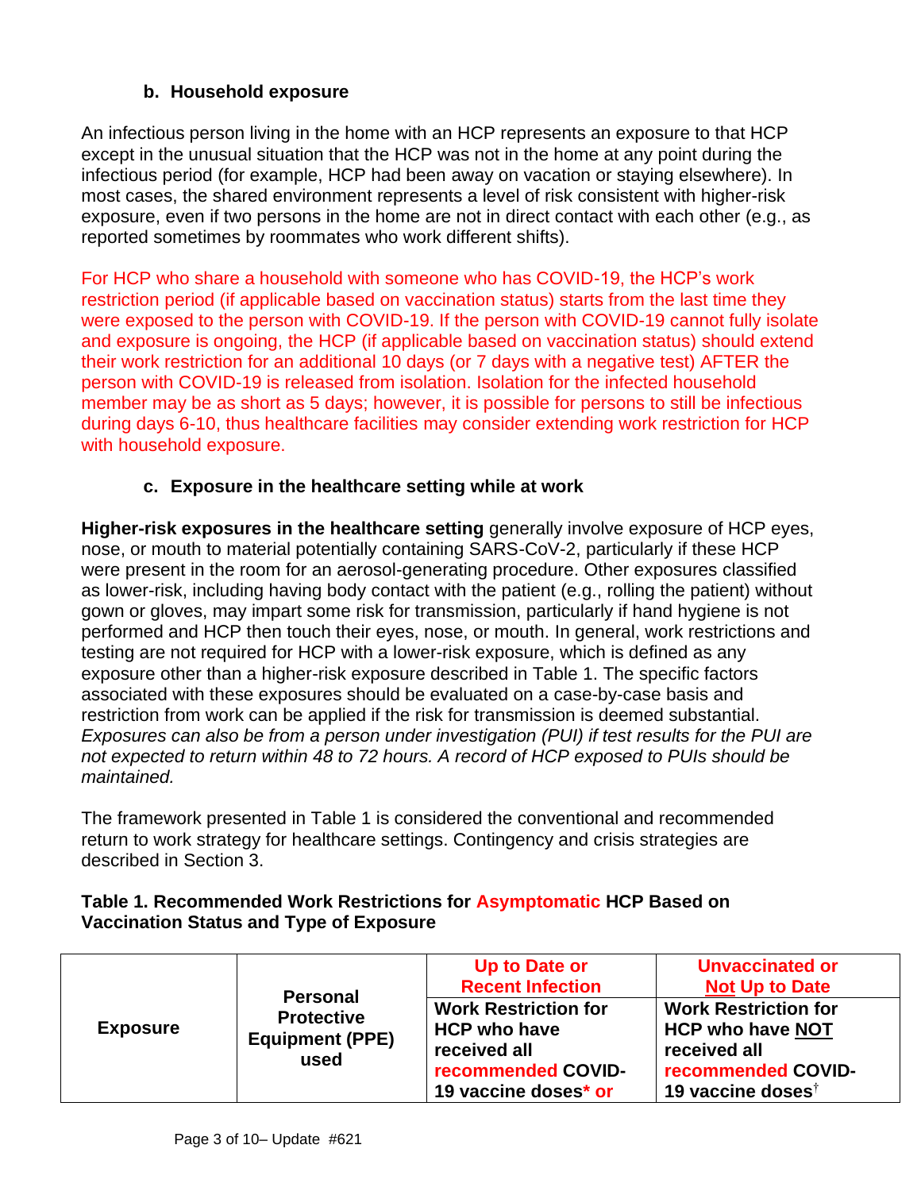### b. Household exposure

An infectious person living in the home with an HCP represents an exposure to that HCP except in the unusual situation that the HCP was not in the home at any point during the infectious period (for example, HCP had been away on vacation or staying elsewhere). In most cases, the shared environment represents a level of risk consistent with higher-risk exposure, even if two persons in the home are not in direct contact with each other (e.g., as reported sometimes by roommates who work different shifts).

For HCP who share a household with someone who has COVID-19, the HCP's work restriction period (if applicable based on vaccination status) starts from the last time they were exposed to the person with COVID-19. If the person with COVID-19 cannot fully isolate and exposure is ongoing, the HCP (if applicable based on vaccination status) should extend their work restriction for an additional 10 days (or 7 days with a negative test) AFTER the person with COVID-19 is released from isolation. Isolation for the infected household member may be as short as 5 days; however, it is possible for persons to still be infectious during days 6-10, thus healthcare facilities may consider extending work restriction for HCP with household exposure.

### c. Exposure in the healthcare setting while at work

**Higher-risk exposures in the healthcare setting** generally involve exposure of HCP eyes, nose, or mouth to material potentially containing SARS-CoV-2, particularly if these HCP were present in the room for an aerosol-generating procedure. Other exposures classified as lower-risk, including having body contact with the patient (e.g., rolling the patient) without gown or gloves, may impart some risk for transmission, particularly if hand hygiene is not performed and HCP then touch their eyes, nose, or mouth. In general, work restrictions and testing are not required for HCP with a lower-risk exposure, which is defined as any exposure other than a higher-risk exposure described in Table 1. The specific factors associated with these exposures should be evaluated on a case-by-case basis and restriction from work can be applied if the risk for transmission is deemed substantial. *Exposures can also be from a person under investigation (PUI) if test results for the PUI are not expected to return within 48 to 72 hours. A record of HCP exposed to PUIs should be maintained.*

The framework presented in Table 1 is considered the conventional and recommended return to work strategy for healthcare settings. Contingency and crisis strategies are described in Section 3.

**Table 1. Recommended Work Restrictions for Asymptomatic HCP Based on Vaccination Status and Type of Exposure**

| Exposure | Personal Protective Equipment (PPE) used | Up to Date or Recent Infection | Unvaccinated or Not Up to Date |
|---|---|---|---|
| | | Work Restriction for HCP who have received all recommended COVID-19 vaccine doses* or | Work Restriction for HCP who have NOT received all recommended COVID-19 vaccine doses† |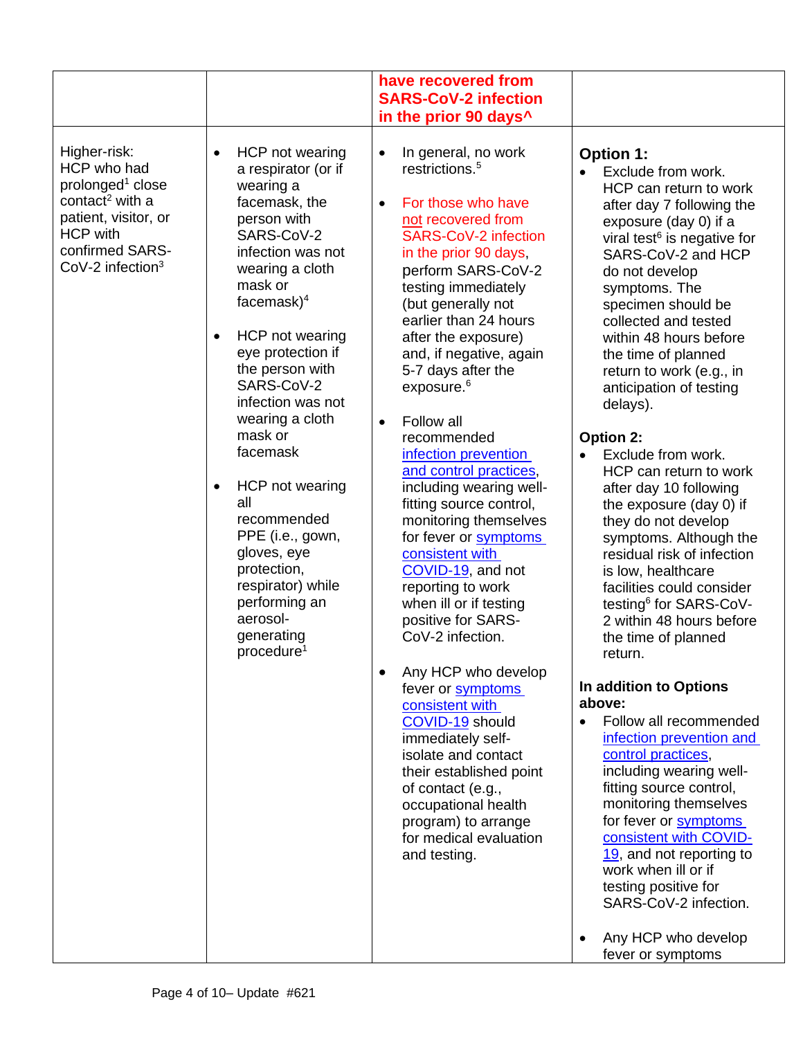| | | have recovered from SARS-CoV-2 infection in the prior 90 days^ | |
|---|---|---|---|
| Higher-risk: HCP who had prolonged[1] close contact[2] with a patient, visitor, or HCP with confirmed SARS-CoV-2 infection[3] | • HCP not wearing a respirator (or if wearing a facemask, the person with SARS-CoV-2 infection was not wearing a cloth mask or facemask)[4]<br><br>• HCP not wearing eye protection if the person with SARS-CoV-2 infection was not wearing a cloth mask or facemask<br><br>• HCP not wearing all recommended PPE (i.e., gown, gloves, eye protection, respirator) while performing an aerosol-generating procedure[1] | • In general, no work restrictions.[5]<br><br>• For those who have not recovered from SARS-CoV-2 infection in the prior 90 days, perform SARS-CoV-2 testing immediately (but generally not earlier than 24 hours after the exposure) and, if negative, again 5-7 days after the exposure.[6]<br><br>• Follow all recommended infection prevention and control practices, including wearing well-fitting source control, monitoring themselves for fever or symptoms consistent with COVID-19, and not reporting to work when ill or if testing positive for SARS-CoV-2 infection.<br><br>• Any HCP who develop fever or symptoms consistent with COVID-19 should immediately self-isolate and contact their established point of contact (e.g., occupational health program) to arrange for medical evaluation and testing. | **Option 1:**<br>• Exclude from work. HCP can return to work after day 7 following the exposure (day 0) if a viral test[6] is negative for SARS-CoV-2 and HCP do not develop symptoms. The specimen should be collected and tested within 48 hours before the time of planned return to work (e.g., in anticipation of testing delays).<br><br>**Option 2:**<br>• Exclude from work. HCP can return to work after day 10 following the exposure (day 0) if they do not develop symptoms. Although the residual risk of infection is low, healthcare facilities could consider testing[6] for SARS-CoV-2 within 48 hours before the time of planned return.<br><br>**In addition to Options above:**<br>• Follow all recommended infection prevention and control practices, including wearing well-fitting source control, monitoring themselves for fever or symptoms consistent with COVID-19, and not reporting to work when ill or if testing positive for SARS-CoV-2 infection.<br><br>• Any HCP who develop fever or symptoms |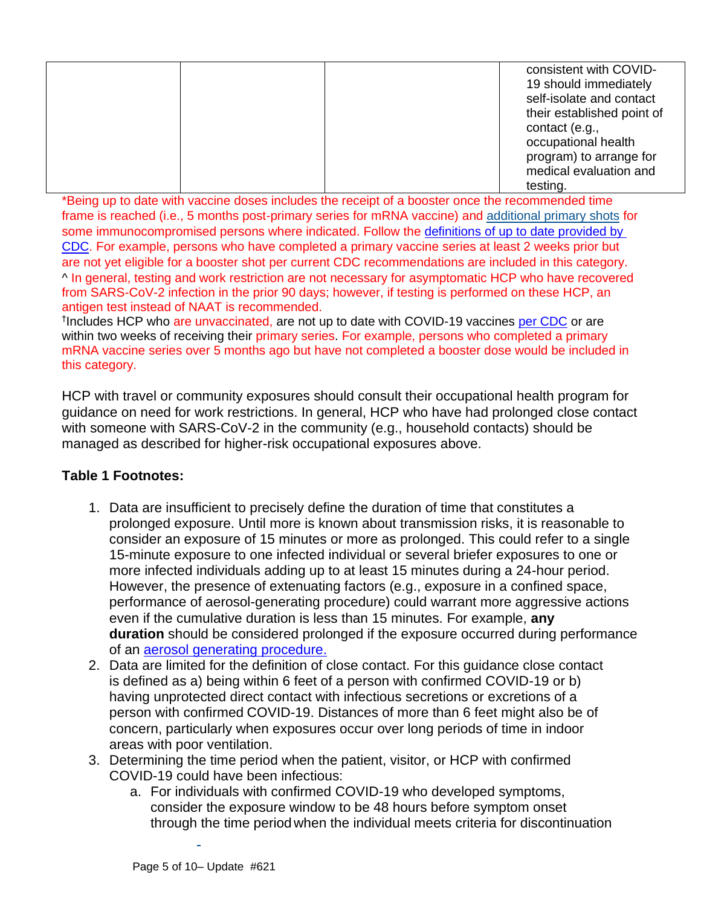| | | | consistent with COVID-19 should immediately self-isolate and contact their established point of contact (e.g., occupational health program) to arrange for medical evaluation and testing. |
|---|---|---|---|

*Being up to date with vaccine doses includes the receipt of a booster once the recommended time frame is reached (i.e., 5 months post-primary series for mRNA vaccine) and additional primary shots for some immunocompromised persons where indicated. Follow the definitions of up to date provided by CDC. For example, persons who have completed a primary vaccine series at least 2 weeks prior but are not yet eligible for a booster shot per current CDC recommendations are included in this category.

^ In general, testing and work restriction are not necessary for asymptomatic HCP who have recovered from SARS-CoV-2 infection in the prior 90 days; however, if testing is performed on these HCP, an antigen test instead of NAAT is recommended.

†Includes HCP who are unvaccinated, are not up to date with COVID-19 vaccines per CDC or are within two weeks of receiving their primary series. For example, persons who completed a primary mRNA vaccine series over 5 months ago but have not completed a booster dose would be included in this category.

HCP with travel or community exposures should consult their occupational health program for guidance on need for work restrictions. In general, HCP who have had prolonged close contact with someone with SARS-CoV-2 in the community (e.g., household contacts) should be managed as described for higher-risk occupational exposures above.

**Table 1 Footnotes:**

1. Data are insufficient to precisely define the duration of time that constitutes a prolonged exposure. Until more is known about transmission risks, it is reasonable to consider an exposure of 15 minutes or more as prolonged. This could refer to a single 15-minute exposure to one infected individual or several briefer exposures to one or more infected individuals adding up to at least 15 minutes during a 24-hour period. However, the presence of extenuating factors (e.g., exposure in a confined space, performance of aerosol-generating procedure) could warrant more aggressive actions even if the cumulative duration is less than 15 minutes. For example, **any duration** should be considered prolonged if the exposure occurred during performance of an aerosol generating procedure.
2. Data are limited for the definition of close contact. For this guidance close contact is defined as a) being within 6 feet of a person with confirmed COVID-19 or b) having unprotected direct contact with infectious secretions or excretions of a person with confirmed COVID-19. Distances of more than 6 feet might also be of concern, particularly when exposures occur over long periods of time in indoor areas with poor ventilation.
3. Determining the time period when the patient, visitor, or HCP with confirmed COVID-19 could have been infectious:
   a. For individuals with confirmed COVID-19 who developed symptoms, consider the exposure window to be 48 hours before symptom onset through the time period when the individual meets criteria for discontinuation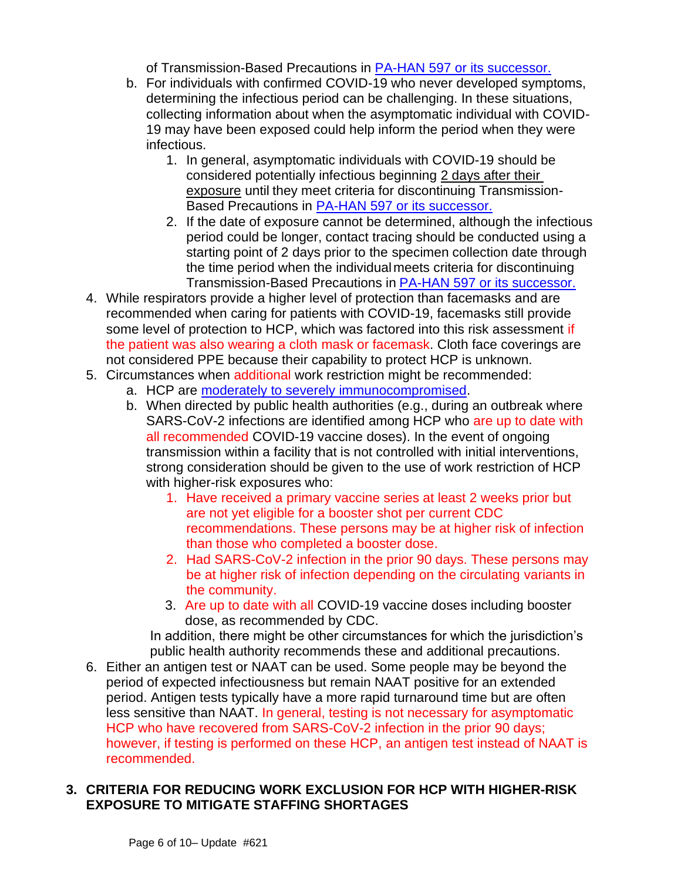of Transmission-Based Precautions in [PA-HAN 597 or its successor.]

   b. For individuals with confirmed COVID-19 who never developed symptoms, determining the infectious period can be challenging. In these situations, collecting information about when the asymptomatic individual with COVID-19 may have been exposed could help inform the period when they were infectious.
      1. In general, asymptomatic individuals with COVID-19 should be considered potentially infectious beginning 2 days after their exposure until they meet criteria for discontinuing Transmission-Based Precautions in [PA-HAN 597 or its successor.]
      2. If the date of exposure cannot be determined, although the infectious period could be longer, contact tracing should be conducted using a starting point of 2 days prior to the specimen collection date through the time period when the individual meets criteria for discontinuing Transmission-Based Precautions in [PA-HAN 597 or its successor.]

4. While respirators provide a higher level of protection than facemasks and are recommended when caring for patients with COVID-19, facemasks still provide some level of protection to HCP, which was factored into this risk assessment if the patient was also wearing a cloth mask or facemask. Cloth face coverings are not considered PPE because their capability to protect HCP is unknown.
5. Circumstances when additional work restriction might be recommended:
   a. HCP are [moderately to severely immunocompromised].
   b. When directed by public health authorities (e.g., during an outbreak where SARS-CoV-2 infections are identified among HCP who are up to date with all recommended COVID-19 vaccine doses). In the event of ongoing transmission within a facility that is not controlled with initial interventions, strong consideration should be given to the use of work restriction of HCP with higher-risk exposures who:
      1. Have received a primary vaccine series at least 2 weeks prior but are not yet eligible for a booster shot per current CDC recommendations. These persons may be at higher risk of infection than those who completed a booster dose.
      2. Had SARS-CoV-2 infection in the prior 90 days. These persons may be at higher risk of infection depending on the circulating variants in the community.
      3. Are up to date with all COVID-19 vaccine doses including booster dose, as recommended by CDC.

   In addition, there might be other circumstances for which the jurisdiction's public health authority recommends these and additional precautions.
6. Either an antigen test or NAAT can be used. Some people may be beyond the period of expected infectiousness but remain NAAT positive for an extended period. Antigen tests typically have a more rapid turnaround time but are often less sensitive than NAAT. In general, testing is not necessary for asymptomatic HCP who have recovered from SARS-CoV-2 infection in the prior 90 days; however, if testing is performed on these HCP, an antigen test instead of NAAT is recommended.

## 3. CRITERIA FOR REDUCING WORK EXCLUSION FOR HCP WITH HIGHER-RISK EXPOSURE TO MITIGATE STAFFING SHORTAGES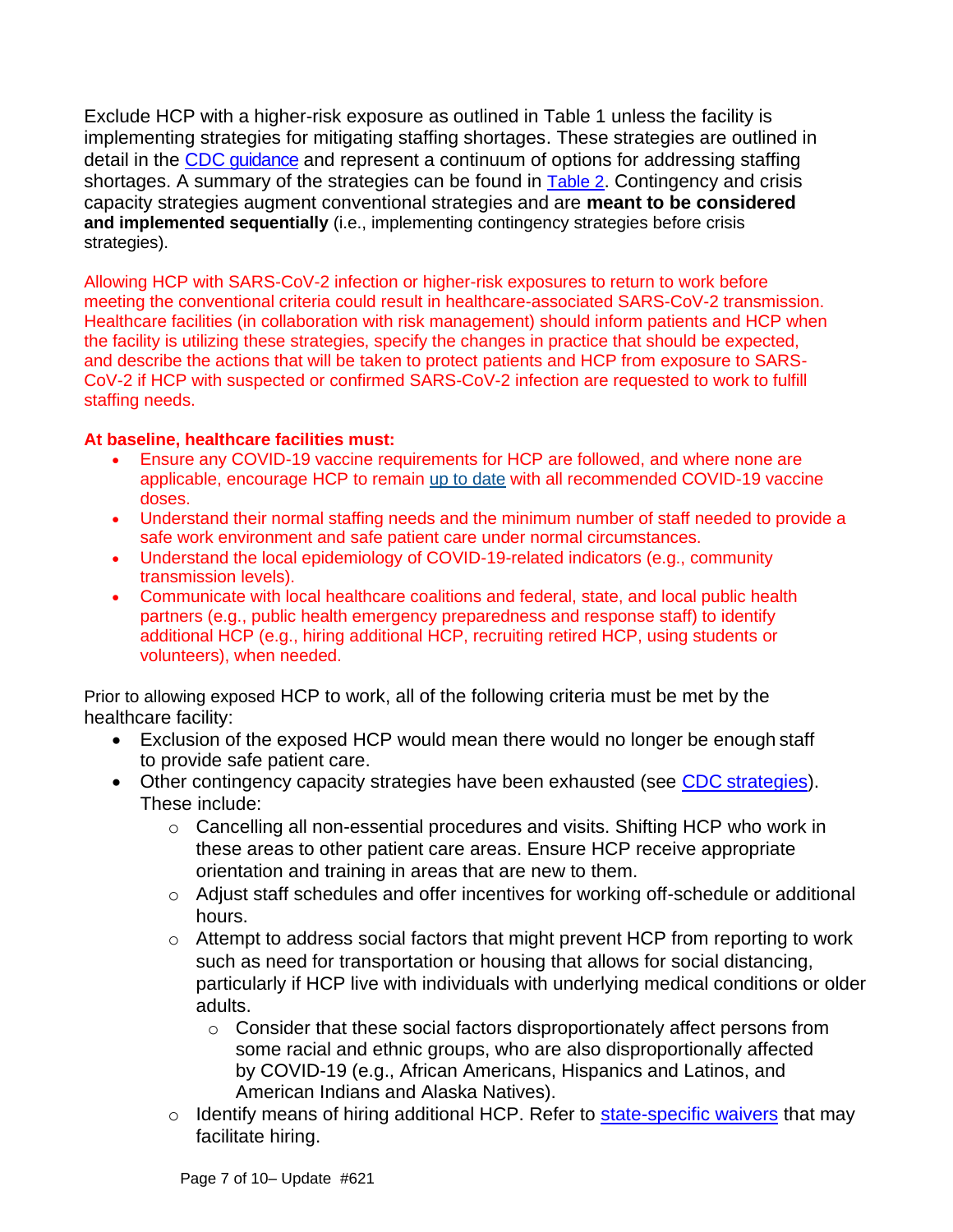Exclude HCP with a higher-risk exposure as outlined in Table 1 unless the facility is implementing strategies for mitigating staffing shortages. These strategies are outlined in detail in the CDC guidance and represent a continuum of options for addressing staffing shortages. A summary of the strategies can be found in Table 2. Contingency and crisis capacity strategies augment conventional strategies and are **meant to be considered and implemented sequentially** (i.e., implementing contingency strategies before crisis strategies).

Allowing HCP with SARS-CoV-2 infection or higher-risk exposures to return to work before meeting the conventional criteria could result in healthcare-associated SARS-CoV-2 transmission. Healthcare facilities (in collaboration with risk management) should inform patients and HCP when the facility is utilizing these strategies, specify the changes in practice that should be expected, and describe the actions that will be taken to protect patients and HCP from exposure to SARS-CoV-2 if HCP with suspected or confirmed SARS-CoV-2 infection are requested to work to fulfill staffing needs.

**At baseline, healthcare facilities must:**

- Ensure any COVID-19 vaccine requirements for HCP are followed, and where none are applicable, encourage HCP to remain up to date with all recommended COVID-19 vaccine doses.
- Understand their normal staffing needs and the minimum number of staff needed to provide a safe work environment and safe patient care under normal circumstances.
- Understand the local epidemiology of COVID-19-related indicators (e.g., community transmission levels).
- Communicate with local healthcare coalitions and federal, state, and local public health partners (e.g., public health emergency preparedness and response staff) to identify additional HCP (e.g., hiring additional HCP, recruiting retired HCP, using students or volunteers), when needed.

Prior to allowing exposed HCP to work, all of the following criteria must be met by the healthcare facility:

- Exclusion of the exposed HCP would mean there would no longer be enough staff to provide safe patient care.
- Other contingency capacity strategies have been exhausted (see CDC strategies). These include:
  - Cancelling all non-essential procedures and visits. Shifting HCP who work in these areas to other patient care areas. Ensure HCP receive appropriate orientation and training in areas that are new to them.
  - Adjust staff schedules and offer incentives for working off-schedule or additional hours.
  - Attempt to address social factors that might prevent HCP from reporting to work such as need for transportation or housing that allows for social distancing, particularly if HCP live with individuals with underlying medical conditions or older adults.
    - Consider that these social factors disproportionately affect persons from some racial and ethnic groups, who are also disproportionally affected by COVID-19 (e.g., African Americans, Hispanics and Latinos, and American Indians and Alaska Natives).
  - Identify means of hiring additional HCP. Refer to state-specific waivers that may facilitate hiring.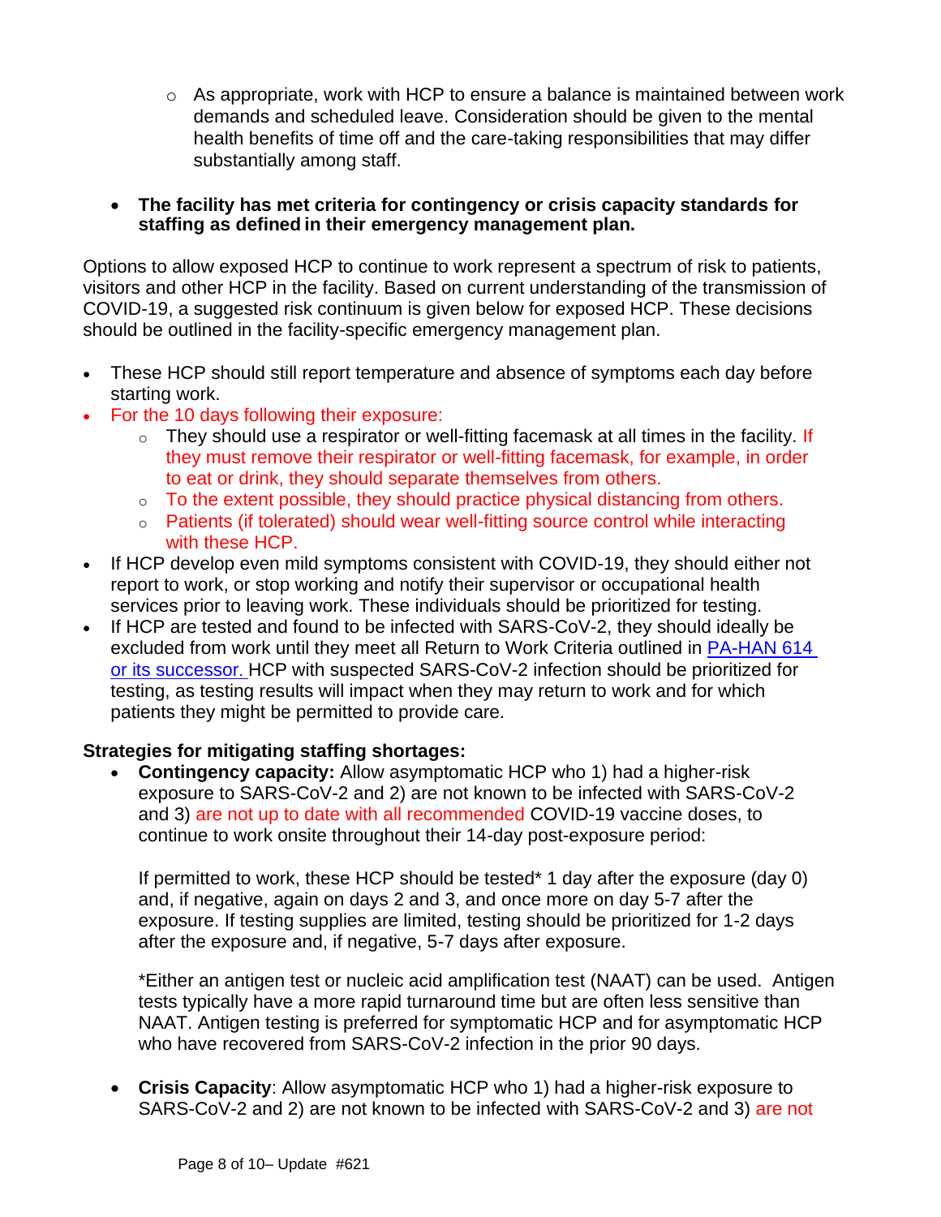- As appropriate, work with HCP to ensure a balance is maintained between work demands and scheduled leave. Consideration should be given to the mental health benefits of time off and the care-taking responsibilities that may differ substantially among staff.

- **The facility has met criteria for contingency or crisis capacity standards for staffing as defined in their emergency management plan.**

Options to allow exposed HCP to continue to work represent a spectrum of risk to patients, visitors and other HCP in the facility. Based on current understanding of the transmission of COVID-19, a suggested risk continuum is given below for exposed HCP. These decisions should be outlined in the facility-specific emergency management plan.

- These HCP should still report temperature and absence of symptoms each day before starting work.
- For the 10 days following their exposure:
    - They should use a respirator or well-fitting facemask at all times in the facility. If they must remove their respirator or well-fitting facemask, for example, in order to eat or drink, they should separate themselves from others.
    - To the extent possible, they should practice physical distancing from others.
    - Patients (if tolerated) should wear well-fitting source control while interacting with these HCP.
- If HCP develop even mild symptoms consistent with COVID-19, they should either not report to work, or stop working and notify their supervisor or occupational health services prior to leaving work. These individuals should be prioritized for testing.
- If HCP are tested and found to be infected with SARS-CoV-2, they should ideally be excluded from work until they meet all Return to Work Criteria outlined in [PA-HAN 614 or its successor.]() HCP with suspected SARS-CoV-2 infection should be prioritized for testing, as testing results will impact when they may return to work and for which patients they might be permitted to provide care.

**Strategies for mitigating staffing shortages:**

- **Contingency capacity:** Allow asymptomatic HCP who 1) had a higher-risk exposure to SARS-CoV-2 and 2) are not known to be infected with SARS-CoV-2 and 3) are not up to date with all recommended COVID-19 vaccine doses, to continue to work onsite throughout their 14-day post-exposure period:

  If permitted to work, these HCP should be tested* 1 day after the exposure (day 0) and, if negative, again on days 2 and 3, and once more on day 5-7 after the exposure. If testing supplies are limited, testing should be prioritized for 1-2 days after the exposure and, if negative, 5-7 days after exposure.

  *Either an antigen test or nucleic acid amplification test (NAAT) can be used. Antigen tests typically have a more rapid turnaround time but are often less sensitive than NAAT. Antigen testing is preferred for symptomatic HCP and for asymptomatic HCP who have recovered from SARS-CoV-2 infection in the prior 90 days.

- **Crisis Capacity**: Allow asymptomatic HCP who 1) had a higher-risk exposure to SARS-CoV-2 and 2) are not known to be infected with SARS-CoV-2 and 3) are not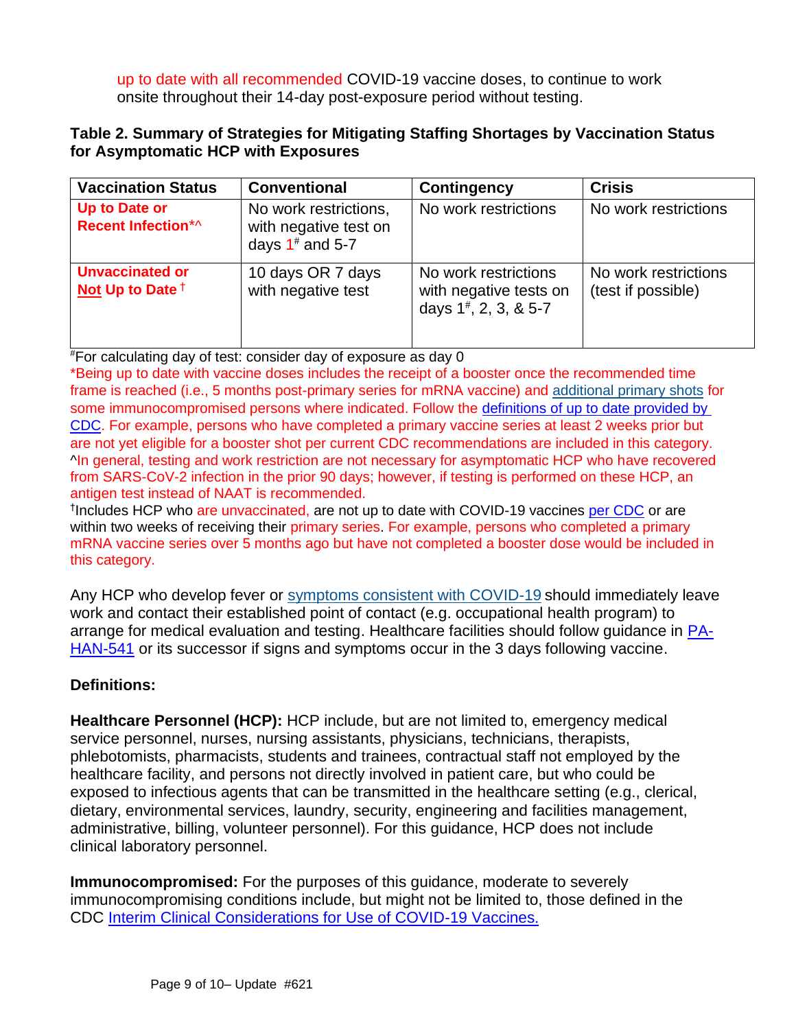up to date with all recommended COVID-19 vaccine doses, to continue to work onsite throughout their 14-day post-exposure period without testing.

**Table 2. Summary of Strategies for Mitigating Staffing Shortages by Vaccination Status for Asymptomatic HCP with Exposures**

| Vaccination Status | Conventional | Contingency | Crisis |
|---|---|---|---|
| **Up to Date or Recent Infection*^** | No work restrictions, with negative test on days 1[#] and 5-7 | No work restrictions | No work restrictions |
| **Unvaccinated or Not Up to Date** † | 10 days OR 7 days with negative test | No work restrictions with negative tests on days 1[#], 2, 3, & 5-7 | No work restrictions (test if possible) |

[#]For calculating day of test: consider day of exposure as day 0

*Being up to date with vaccine doses includes the receipt of a booster once the recommended time frame is reached (i.e., 5 months post-primary series for mRNA vaccine) and additional primary shots for some immunocompromised persons where indicated. Follow the definitions of up to date provided by CDC. For example, persons who have completed a primary vaccine series at least 2 weeks prior but are not yet eligible for a booster shot per current CDC recommendations are included in this category.

^In general, testing and work restriction are not necessary for asymptomatic HCP who have recovered from SARS-CoV-2 infection in the prior 90 days; however, if testing is performed on these HCP, an antigen test instead of NAAT is recommended.

†Includes HCP who are unvaccinated, are not up to date with COVID-19 vaccines per CDC or are within two weeks of receiving their primary series. For example, persons who completed a primary mRNA vaccine series over 5 months ago but have not completed a booster dose would be included in this category.

Any HCP who develop fever or symptoms consistent with COVID-19 should immediately leave work and contact their established point of contact (e.g. occupational health program) to arrange for medical evaluation and testing. Healthcare facilities should follow guidance in PA-HAN-541 or its successor if signs and symptoms occur in the 3 days following vaccine.

**Definitions:**

**Healthcare Personnel (HCP):** HCP include, but are not limited to, emergency medical service personnel, nurses, nursing assistants, physicians, technicians, therapists, phlebotomists, pharmacists, students and trainees, contractual staff not employed by the healthcare facility, and persons not directly involved in patient care, but who could be exposed to infectious agents that can be transmitted in the healthcare setting (e.g., clerical, dietary, environmental services, laundry, security, engineering and facilities management, administrative, billing, volunteer personnel). For this guidance, HCP does not include clinical laboratory personnel.

**Immunocompromised:** For the purposes of this guidance, moderate to severely immunocompromising conditions include, but might not be limited to, those defined in the CDC Interim Clinical Considerations for Use of COVID-19 Vaccines.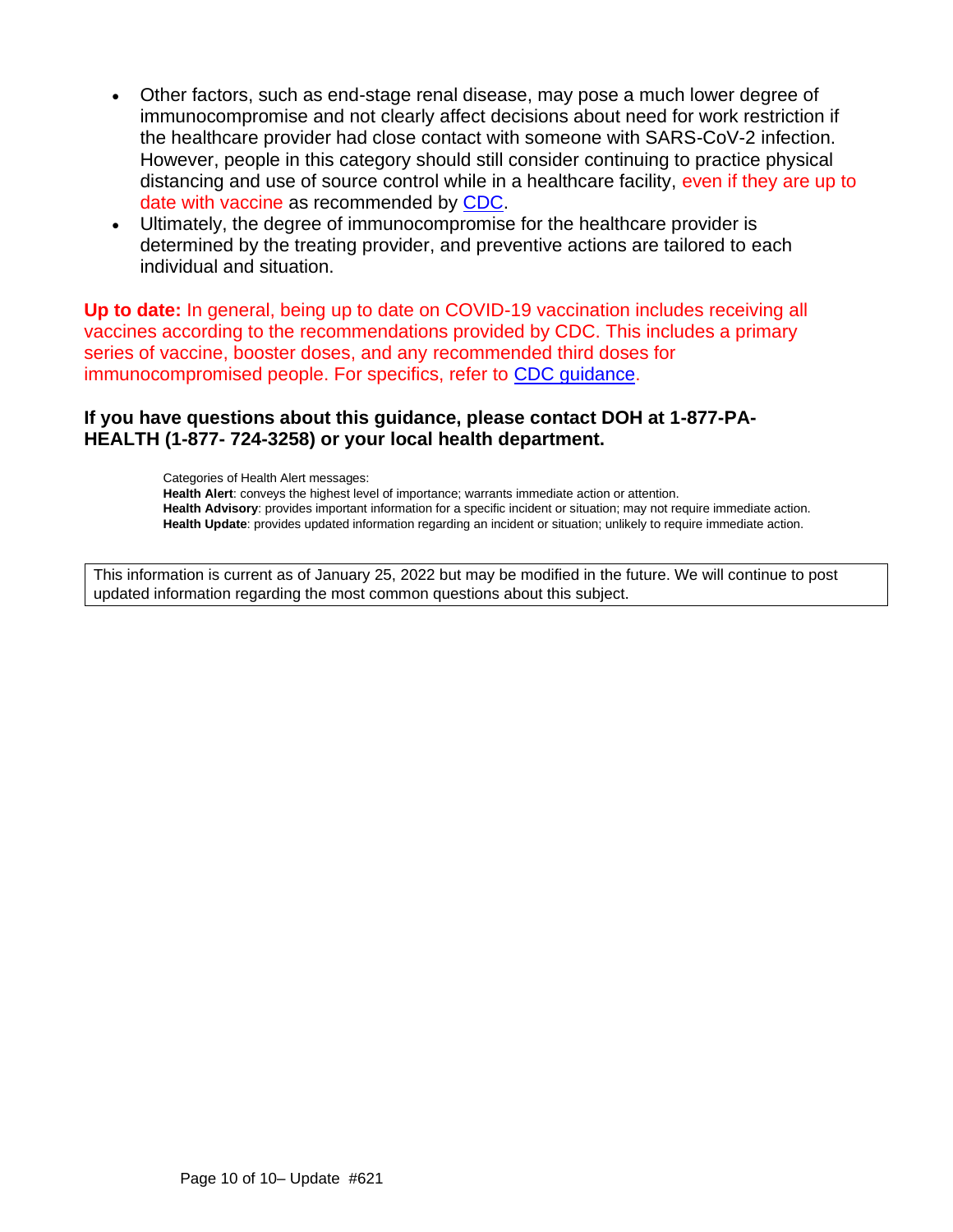- Other factors, such as end-stage renal disease, may pose a much lower degree of immunocompromise and not clearly affect decisions about need for work restriction if the healthcare provider had close contact with someone with SARS-CoV-2 infection. However, people in this category should still consider continuing to practice physical distancing and use of source control while in a healthcare facility, even if they are up to date with vaccine as recommended by CDC.
- Ultimately, the degree of immunocompromise for the healthcare provider is determined by the treating provider, and preventive actions are tailored to each individual and situation.

**Up to date:** In general, being up to date on COVID-19 vaccination includes receiving all vaccines according to the recommendations provided by CDC. This includes a primary series of vaccine, booster doses, and any recommended third doses for immunocompromised people. For specifics, refer to CDC guidance.

**If you have questions about this guidance, please contact DOH at 1-877-PA-HEALTH (1-877- 724-3258) or your local health department.**

Categories of Health Alert messages:
**Health Alert**: conveys the highest level of importance; warrants immediate action or attention.
**Health Advisory**: provides important information for a specific incident or situation; may not require immediate action.
**Health Update**: provides updated information regarding an incident or situation; unlikely to require immediate action.

This information is current as of January 25, 2022 but may be modified in the future. We will continue to post updated information regarding the most common questions about this subject.